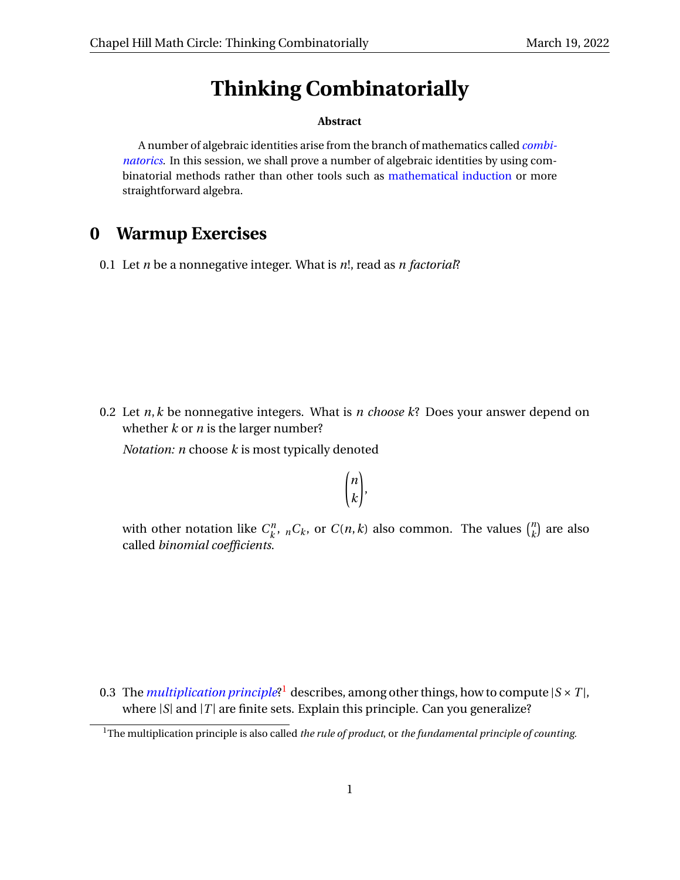#  Thinking Combinatorially

**Abstract**

A number of algebraic identities arise from the branch of mathematics called *combinatorics*. In this session, we shall prove a number of algebraic identities by using combinatorial methods rather than other tools such as mathematical induction or more straightforward algebra.

## 0 Warmup Exercises

0.1 Let $n$ be a nonnegative integer. What is $n!$, read as *n factorial*?

0.2 Let $n, k$ be nonnegative integers. What is *n choose k*? Does your answer depend on whether $k$ or $n$ is the larger number?

*Notation: n* choose $k$ is most typically denoted

$$\binom{n}{k},$$

with other notation like $C^n_k$, ${}_nC_k$, or $C(n,k)$ also common. The values $\binom{n}{k}$ are also called *binomial coefficients*.

0.3 The *multiplication principle*?[1] describes, among other things, how to compute $|S \times T|$, where $|S|$ and $|T|$ are finite sets. Explain this principle. Can you generalize?

[1] The multiplication principle is also called *the rule of product*, or *the fundamental principle of counting*.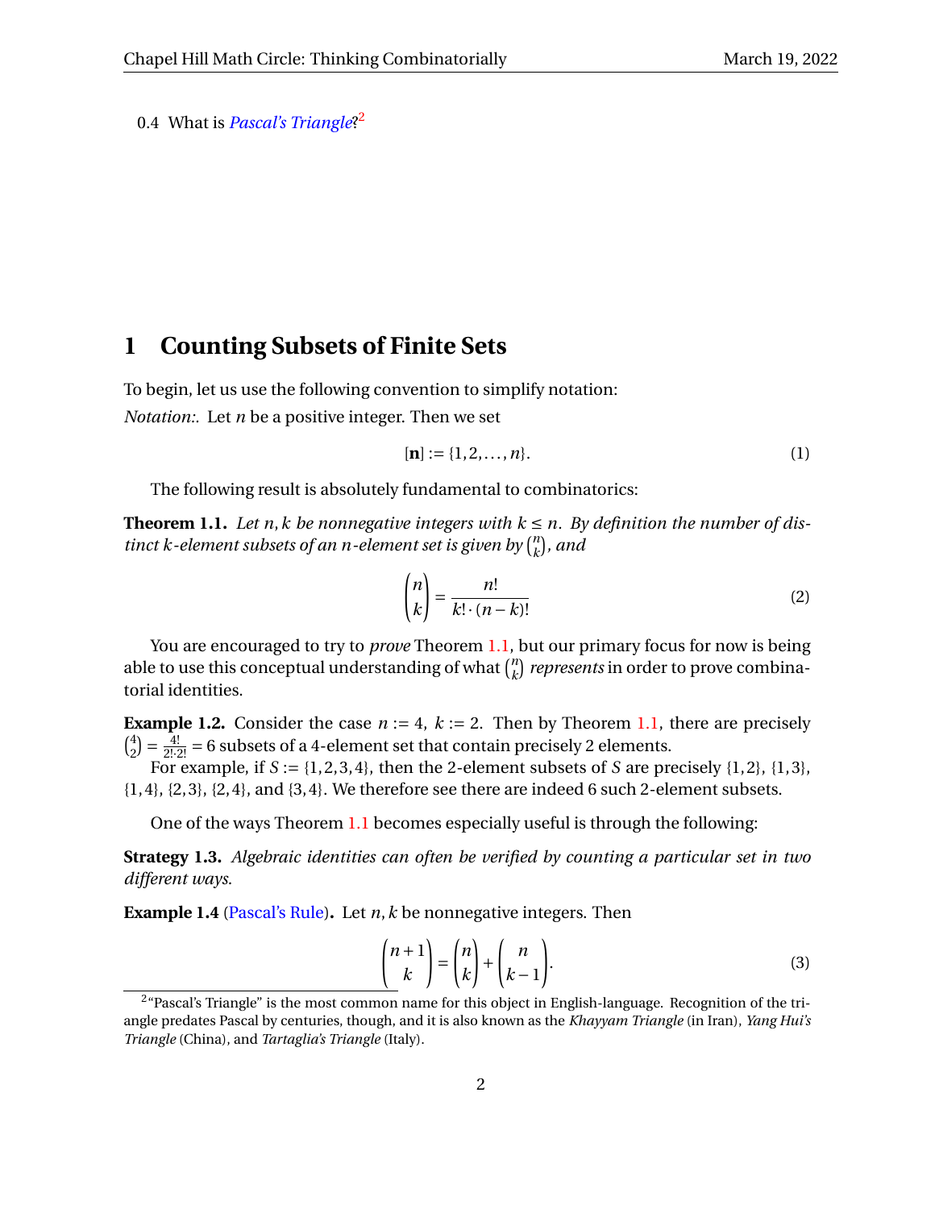0.4 What is *Pascal's Triangle*?[2]

# 1 Counting Subsets of Finite Sets

To begin, let us use the following convention to simplify notation:

*Notation:.* Let $n$ be a positive integer. Then we set

$$[\mathbf{n}] := \{1, 2, \ldots, n\}. \tag{1}$$

The following result is absolutely fundamental to combinatorics:

**Theorem 1.1.** *Let $n, k$ be nonnegative integers with $k \leq n$. By definition the number of distinct $k$-element subsets of an $n$-element set is given by $\binom{n}{k}$, and*

$$\binom{n}{k} = \frac{n!}{k! \cdot (n-k)!} \tag{2}$$

You are encouraged to try to *prove* Theorem 1.1, but our primary focus for now is being able to use this conceptual understanding of what $\binom{n}{k}$ *represents* in order to prove combinatorial identities.

**Example 1.2.** Consider the case $n := 4$, $k := 2$. Then by Theorem 1.1, there are precisely $\binom{4}{2} = \frac{4!}{2! \cdot 2!} = 6$ subsets of a 4-element set that contain precisely 2 elements.

For example, if $S := \{1, 2, 3, 4\}$, then the 2-element subsets of $S$ are precisely $\{1, 2\}$, $\{1, 3\}$, $\{1, 4\}$, $\{2, 3\}$, $\{2, 4\}$, and $\{3, 4\}$. We therefore see there are indeed 6 such 2-element subsets.

One of the ways Theorem 1.1 becomes especially useful is through the following:

**Strategy 1.3.** *Algebraic identities can often be verified by counting a particular set in two different ways.*

**Example 1.4** (Pascal's Rule)**.** Let $n, k$ be nonnegative integers. Then

$$\binom{n+1}{k} = \binom{n}{k} + \binom{n}{k-1}. \tag{3}$$

[2] "Pascal's Triangle" is the most common name for this object in English-language. Recognition of the triangle predates Pascal by centuries, though, and it is also known as the *Khayyam Triangle* (in Iran), *Yang Hui's Triangle* (China), and *Tartaglia's Triangle* (Italy).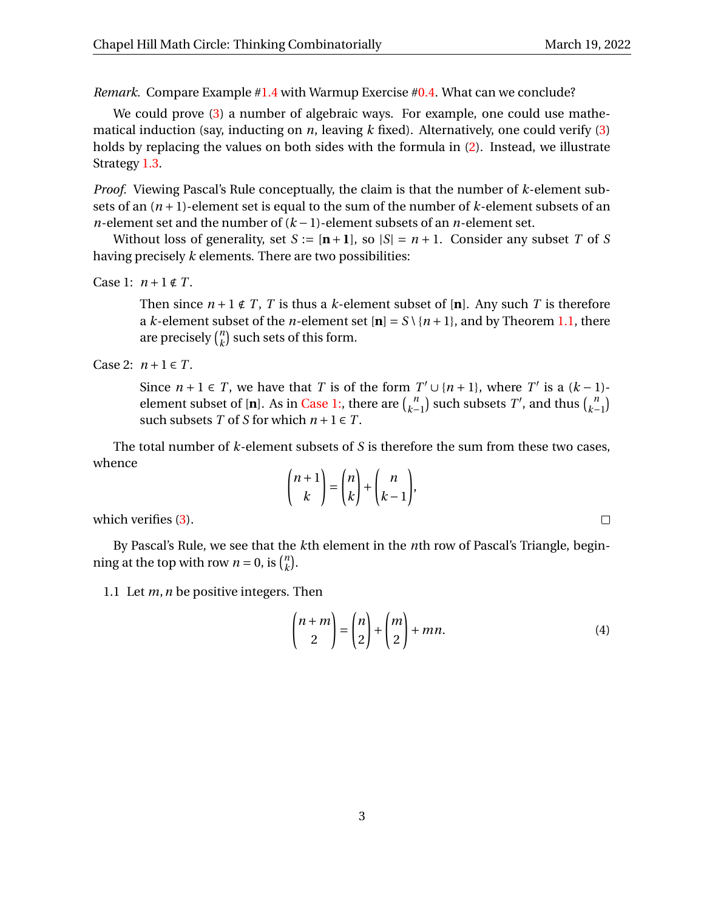*Remark.* Compare Example #1.4 with Warmup Exercise #0.4. What can we conclude?

We could prove (3) a number of algebraic ways. For example, one could use mathematical induction (say, inducting on $n$, leaving $k$ fixed). Alternatively, one could verify (3) holds by replacing the values on both sides with the formula in (2). Instead, we illustrate Strategy 1.3.

*Proof.* Viewing Pascal's Rule conceptually, the claim is that the number of $k$-element subsets of an $(n+1)$-element set is equal to the sum of the number of $k$-element subsets of an $n$-element set and the number of $(k-1)$-element subsets of an $n$-element set.

Without loss of generality, set $S := [\mathbf{n+1}]$, so $|S| = n+1$. Consider any subset $T$ of $S$ having precisely $k$ elements. There are two possibilities:

Case 1: $n+1 \notin T$.

> Then since $n+1 \notin T$, $T$ is thus a $k$-element subset of $[\mathbf{n}]$. Any such $T$ is therefore a $k$-element subset of the $n$-element set $[\mathbf{n}] = S \setminus \{n+1\}$, and by Theorem 1.1, there are precisely $\binom{n}{k}$ such sets of this form.

Case 2: $n+1 \in T$.

> Since $n+1 \in T$, we have that $T$ is of the form $T' \cup \{n+1\}$, where $T'$ is a $(k-1)$-element subset of $[\mathbf{n}]$. As in Case 1:, there are $\binom{n}{k-1}$ such subsets $T'$, and thus $\binom{n}{k-1}$ such subsets $T$ of $S$ for which $n+1 \in T$.

The total number of $k$-element subsets of $S$ is therefore the sum from these two cases, whence

$$\binom{n+1}{k} = \binom{n}{k} + \binom{n}{k-1},$$

which verifies (3). □

By Pascal's Rule, we see that the $k$th element in the $n$th row of Pascal's Triangle, beginning at the top with row $n = 0$, is $\binom{n}{k}$.

1.1 Let $m, n$ be positive integers. Then

$$\binom{n+m}{2} = \binom{n}{2} + \binom{m}{2} + mn. \tag{4}$$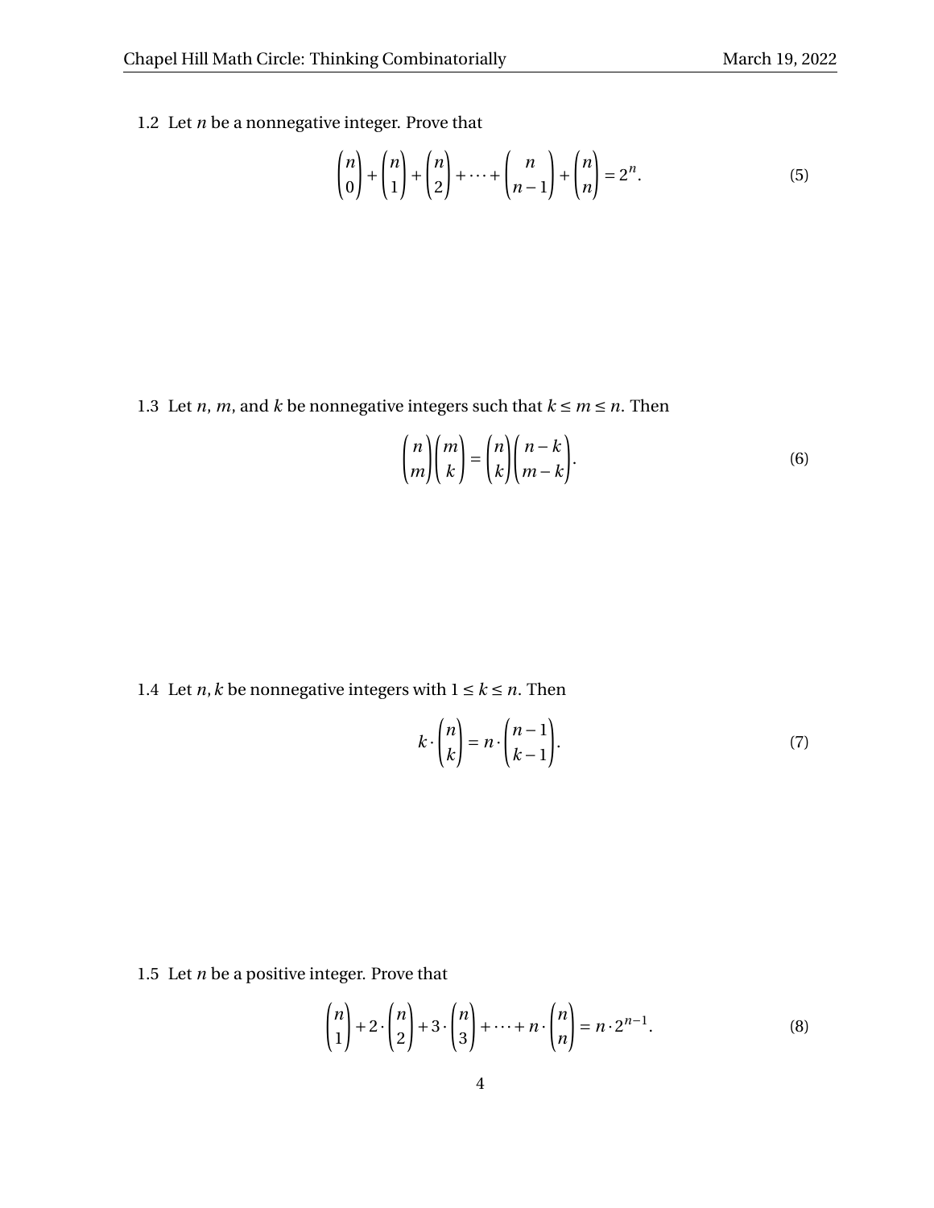1.2 Let $n$ be a nonnegative integer. Prove that

$$\binom{n}{0} + \binom{n}{1} + \binom{n}{2} + \cdots + \binom{n}{n-1} + \binom{n}{n} = 2^n. \tag{5}$$

1.3 Let $n$, $m$, and $k$ be nonnegative integers such that $k \le m \le n$. Then

$$\binom{n}{m}\binom{m}{k} = \binom{n}{k}\binom{n-k}{m-k}. \tag{6}$$

1.4 Let $n, k$ be nonnegative integers with $1 \le k \le n$. Then

$$k \cdot \binom{n}{k} = n \cdot \binom{n-1}{k-1}. \tag{7}$$

1.5 Let $n$ be a positive integer. Prove that

$$\binom{n}{1} + 2 \cdot \binom{n}{2} + 3 \cdot \binom{n}{3} + \cdots + n \cdot \binom{n}{n} = n \cdot 2^{n-1}. \tag{8}$$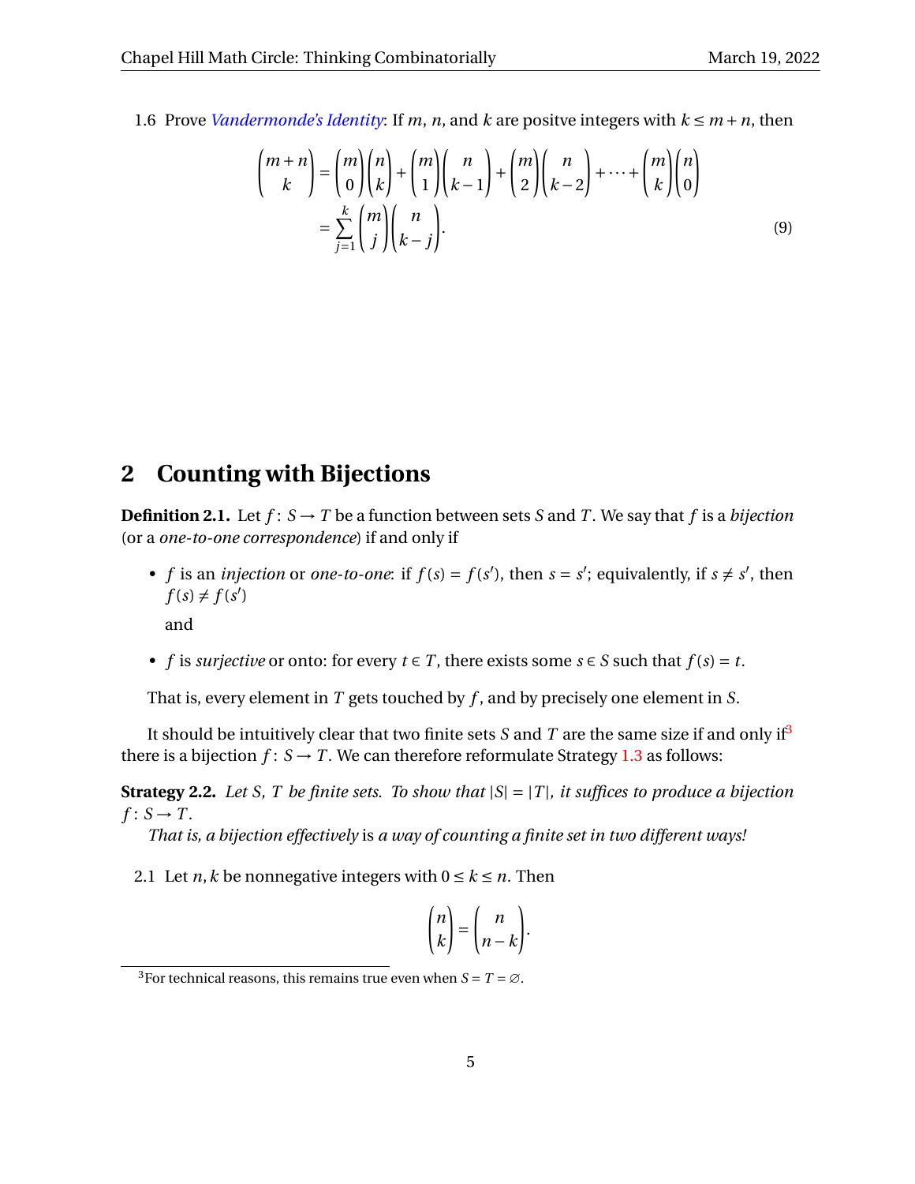1.6 Prove *Vandermonde's Identity*: If $m$, $n$, and $k$ are positve integers with $k \le m+n$, then

$$\binom{m+n}{k} = \binom{m}{0}\binom{n}{k} + \binom{m}{1}\binom{n}{k-1} + \binom{m}{2}\binom{n}{k-2} + \cdots + \binom{m}{k}\binom{n}{0}$$
$$= \sum_{j=1}^{k} \binom{m}{j}\binom{n}{k-j}. \tag{9}$$

## 2 Counting with Bijections

**Definition 2.1.** Let $f\colon S \to T$ be a function between sets $S$ and $T$. We say that $f$ is a *bijection* (or a *one-to-one correspondence*) if and only if

- $f$ is an *injection* or *one-to-one*: if $f(s) = f(s')$, then $s = s'$; equivalently, if $s \neq s'$, then $f(s) \neq f(s')$

  and

- $f$ is *surjective* or onto: for every $t \in T$, there exists some $s \in S$ such that $f(s) = t$.

That is, every element in $T$ gets touched by $f$, and by precisely one element in $S$.

It should be intuitively clear that two finite sets $S$ and $T$ are the same size if and only if[3] there is a bijection $f\colon S \to T$. We can therefore reformulate Strategy 1.3 as follows:

**Strategy 2.2.** *Let $S$, $T$ be finite sets. To show that $|S| = |T|$, it suffices to produce a bijection $f\colon S \to T$.*

*That is, a bijection effectively* is *a way of counting a finite set in two different ways!*

2.1 Let $n, k$ be nonnegative integers with $0 \le k \le n$. Then

$$\binom{n}{k} = \binom{n}{n-k}.$$

[3] For technical reasons, this remains true even when $S = T = \varnothing$.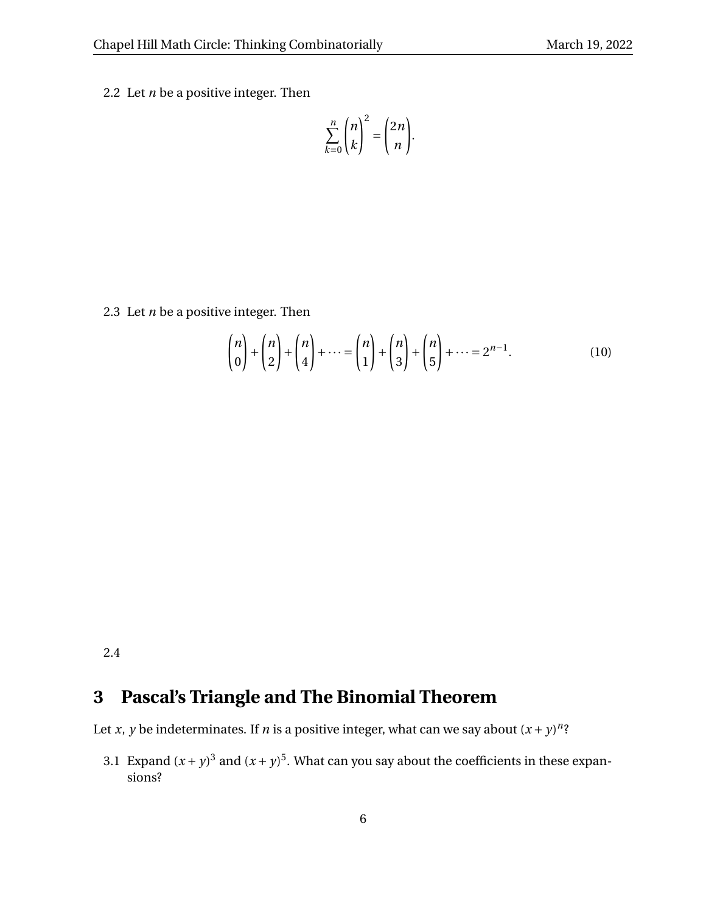2.2 Let $n$ be a positive integer. Then

$$\sum_{k=0}^{n} \binom{n}{k}^2 = \binom{2n}{n}.$$

2.3 Let $n$ be a positive integer. Then

$$\binom{n}{0} + \binom{n}{2} + \binom{n}{4} + \cdots = \binom{n}{1} + \binom{n}{3} + \binom{n}{5} + \cdots = 2^{n-1}. \tag{10}$$

2.4

# 3 Pascal's Triangle and The Binomial Theorem

Let $x$, $y$ be indeterminates. If $n$ is a positive integer, what can we say about $(x+y)^n$?

3.1 Expand $(x+y)^3$ and $(x+y)^5$. What can you say about the coefficients in these expansions?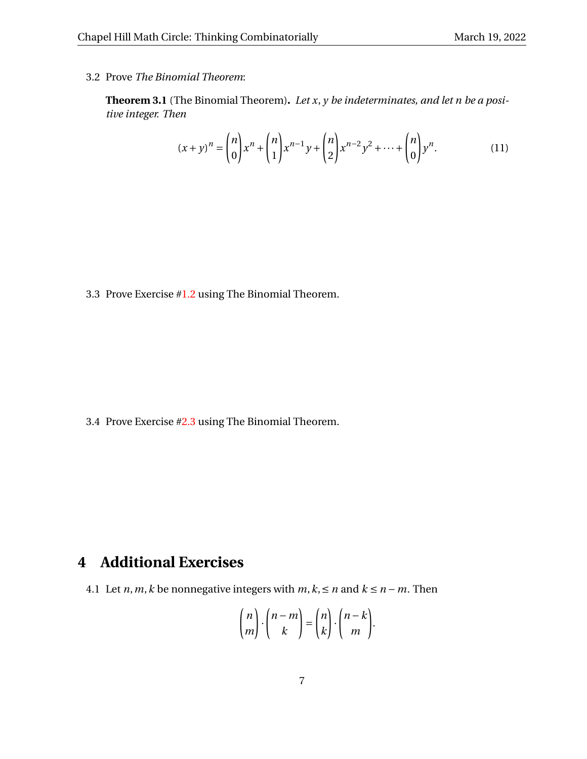3.2 Prove *The Binomial Theorem*:

> **Theorem 3.1** (The Binomial Theorem). *Let $x, y$ be indeterminates, and let $n$ be a positive integer. Then*
>
> $$(x+y)^n = \binom{n}{0}x^n + \binom{n}{1}x^{n-1}y + \binom{n}{2}x^{n-2}y^2 + \cdots + \binom{n}{0}y^n. \tag{11}$$

3.3 Prove Exercise #1.2 using The Binomial Theorem.

3.4 Prove Exercise #2.3 using The Binomial Theorem.

# 4 Additional Exercises

4.1 Let $n, m, k$ be nonnegative integers with $m, k, \leq n$ and $k \leq n - m$. Then

$$\binom{n}{m} \cdot \binom{n-m}{k} = \binom{n}{k} \cdot \binom{n-k}{m}.$$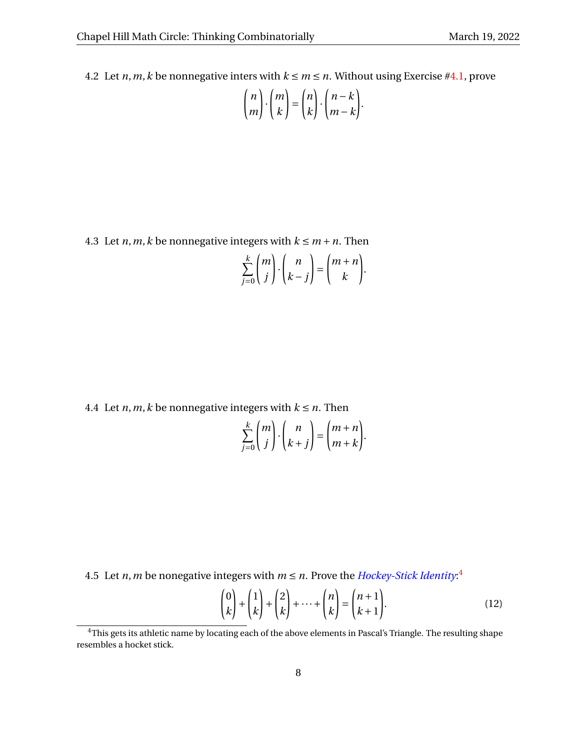4.2 Let $n, m, k$ be nonnegative inters with $k \le m \le n$. Without using Exercise #4.1, prove

$$\binom{n}{m} \cdot \binom{m}{k} = \binom{n}{k} \cdot \binom{n-k}{m-k}.$$

4.3 Let $n, m, k$ be nonnegative integers with $k \le m + n$. Then

$$\sum_{j=0}^{k} \binom{m}{j} \cdot \binom{n}{k-j} = \binom{m+n}{k}.$$

4.4 Let $n, m, k$ be nonnegative integers with $k \le n$. Then

$$\sum_{j=0}^{k} \binom{m}{j} \cdot \binom{n}{k+j} = \binom{m+n}{m+k}.$$

4.5 Let $n, m$ be nonegative integers with $m \le n$. Prove the *Hockey-Stick Identity*:[4]

$$\binom{0}{k} + \binom{1}{k} + \binom{2}{k} + \cdots + \binom{n}{k} = \binom{n+1}{k+1}. \tag{12}$$

[4] This gets its athletic name by locating each of the above elements in Pascal's Triangle. The resulting shape resembles a hocket stick.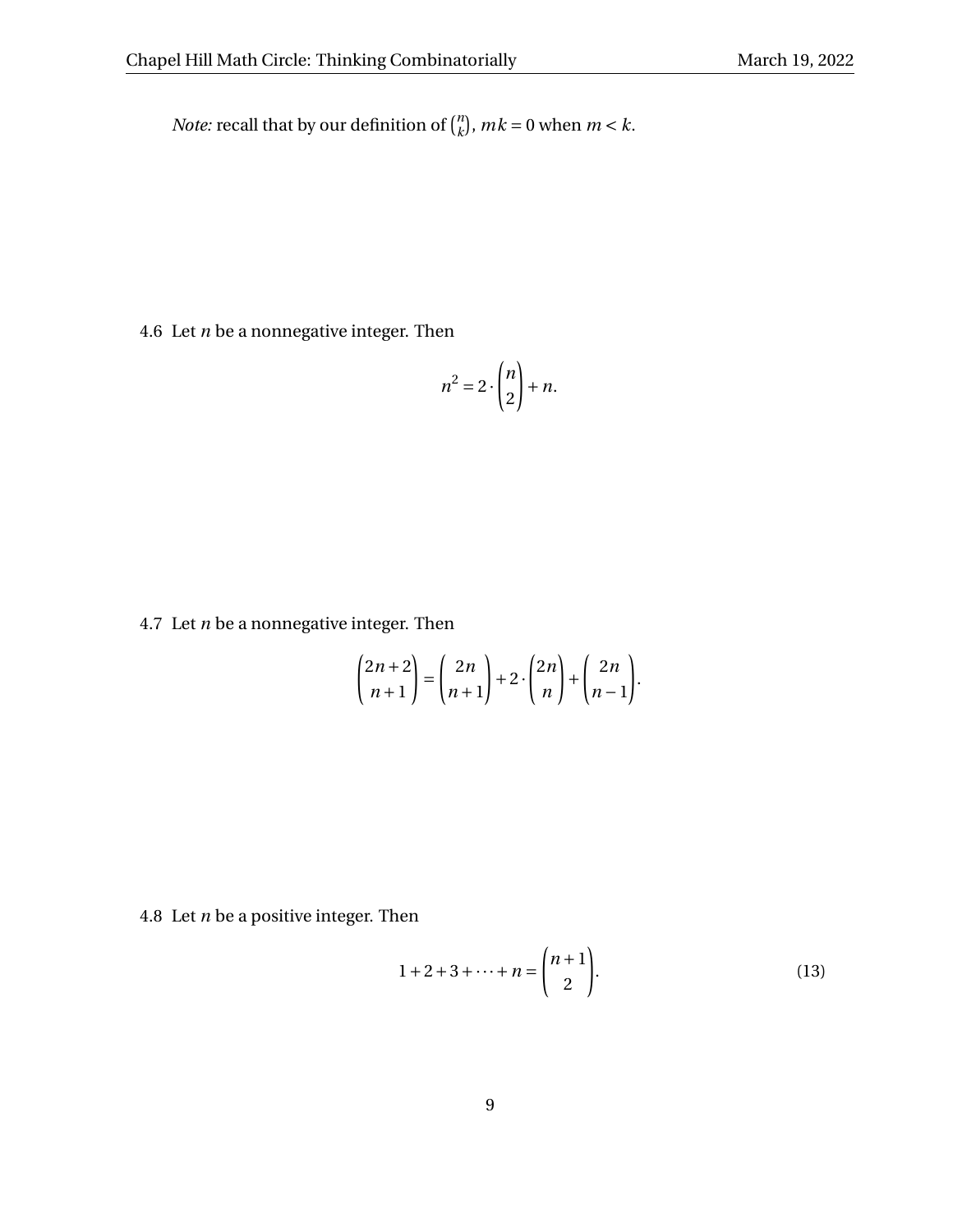*Note:* recall that by our definition of $\binom{n}{k}$, $mk = 0$ when $m < k$.

4.6 Let $n$ be a nonnegative integer. Then

$$n^2 = 2 \cdot \binom{n}{2} + n.$$

4.7 Let $n$ be a nonnegative integer. Then

$$\binom{2n+2}{n+1} = \binom{2n}{n+1} + 2 \cdot \binom{2n}{n} + \binom{2n}{n-1}.$$

4.8 Let $n$ be a positive integer. Then

$$1 + 2 + 3 + \cdots + n = \binom{n+1}{2}. \tag{13}$$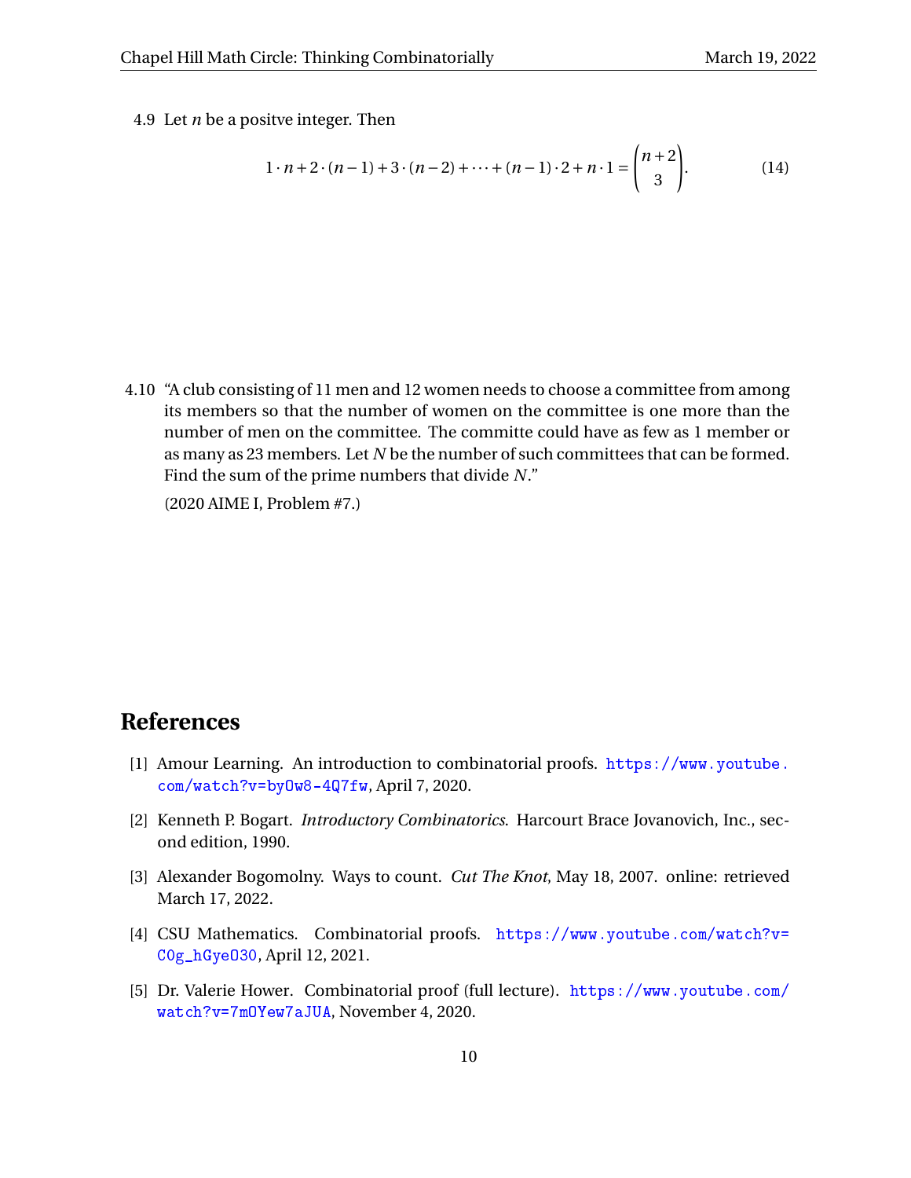4.9 Let $n$ be a positve integer. Then

$$1 \cdot n + 2 \cdot (n-1) + 3 \cdot (n-2) + \cdots + (n-1) \cdot 2 + n \cdot 1 = \binom{n+2}{3}. \tag{14}$$

4.10 "A club consisting of 11 men and 12 women needs to choose a committee from among its members so that the number of women on the committee is one more than the number of men on the committee. The committe could have as few as 1 member or as many as 23 members. Let $N$ be the number of such committees that can be formed. Find the sum of the prime numbers that divide $N$."

(2020 AIME I, Problem #7.)

# References

[1] Amour Learning. An introduction to combinatorial proofs. https://www.youtube.com/watch?v=byOw8-4Q7fw, April 7, 2020.

[2] Kenneth P. Bogart. *Introductory Combinatorics*. Harcourt Brace Jovanovich, Inc., second edition, 1990.

[3] Alexander Bogomolny. Ways to count. *Cut The Knot*, May 18, 2007. online: retrieved March 17, 2022.

[4] CSU Mathematics. Combinatorial proofs. https://www.youtube.com/watch?v=C0g_hGyeO3O, April 12, 2021.

[5] Dr. Valerie Hower. Combinatorial proof (full lecture). https://www.youtube.com/watch?v=7mOYew7aJUA, November 4, 2020.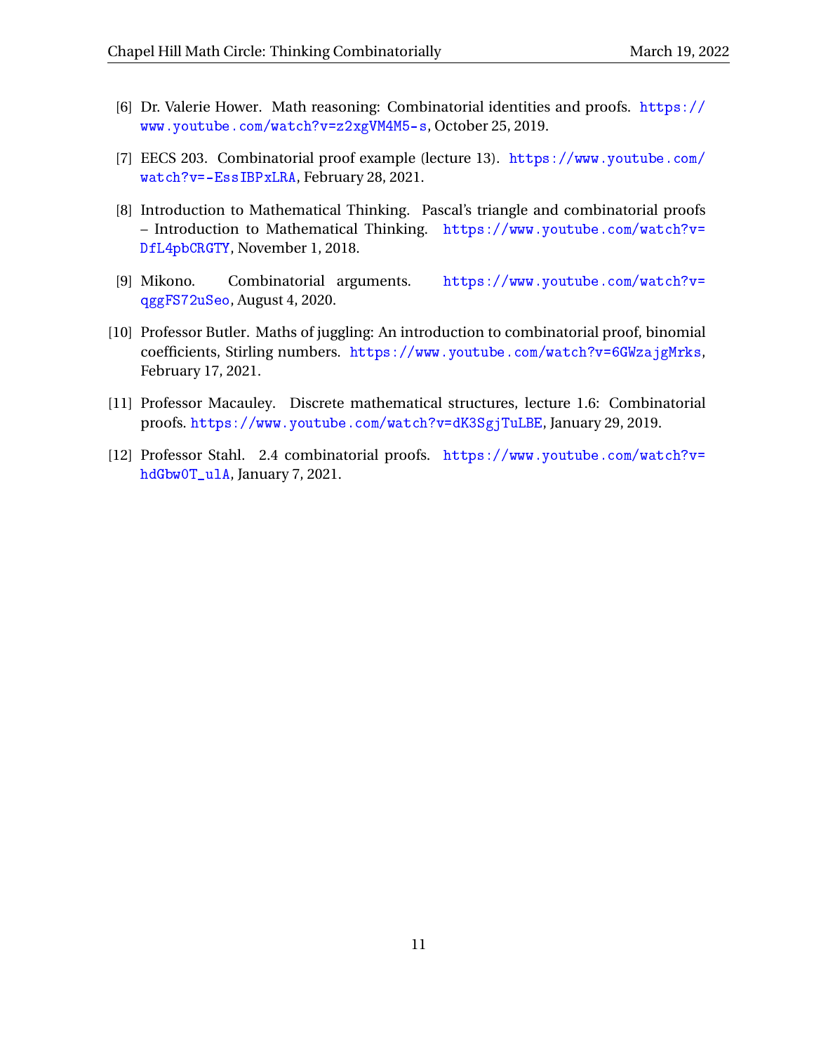[6] Dr. Valerie Hower. Math reasoning: Combinatorial identities and proofs. https://www.youtube.com/watch?v=z2xgVM4M5-s, October 25, 2019.

[7] EECS 203. Combinatorial proof example (lecture 13). https://www.youtube.com/watch?v=-EssIBPxLRA, February 28, 2021.

[8] Introduction to Mathematical Thinking. Pascal's triangle and combinatorial proofs – Introduction to Mathematical Thinking. https://www.youtube.com/watch?v=DfL4pbCRGTY, November 1, 2018.

[9] Mikono. Combinatorial arguments. https://www.youtube.com/watch?v=qggFS72uSeo, August 4, 2020.

[10] Professor Butler. Maths of juggling: An introduction to combinatorial proof, binomial coefficients, Stirling numbers. https://www.youtube.com/watch?v=6GWzajgMrks, February 17, 2021.

[11] Professor Macauley. Discrete mathematical structures, lecture 1.6: Combinatorial proofs. https://www.youtube.com/watch?v=dK3SgjTuLBE, January 29, 2019.

[12] Professor Stahl. 2.4 combinatorial proofs. https://www.youtube.com/watch?v=hdGbw0T_u1A, January 7, 2021.